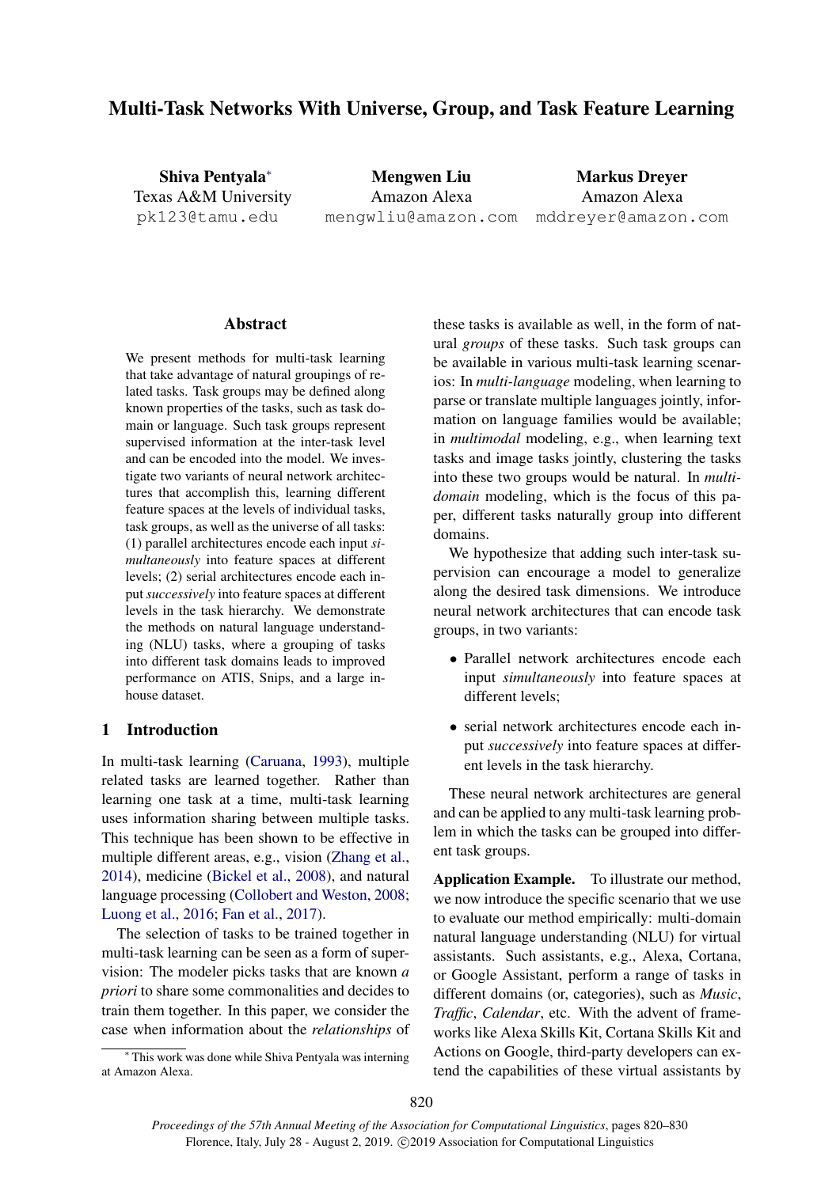# Multi-Task Networks With Universe, Group, and Task Feature Learning

**Shiva Pentyala**[*]
Texas A&M University
pk123@tamu.edu

**Mengwen Liu**
Amazon Alexa
mengwliu@amazon.com

**Markus Dreyer**
Amazon Alexa
mddreyer@amazon.com

## Abstract

We present methods for multi-task learning that take advantage of natural groupings of related tasks. Task groups may be defined along known properties of the tasks, such as task domain or language. Such task groups represent supervised information at the inter-task level and can be encoded into the model. We investigate two variants of neural network architectures that accomplish this, learning different feature spaces at the levels of individual tasks, task groups, as well as the universe of all tasks: (1) parallel architectures encode each input *simultaneously* into feature spaces at different levels; (2) serial architectures encode each input *successively* into feature spaces at different levels in the task hierarchy. We demonstrate the methods on natural language understanding (NLU) tasks, where a grouping of tasks into different task domains leads to improved performance on ATIS, Snips, and a large in-house dataset.

## 1 Introduction

In multi-task learning (Caruana, 1993), multiple related tasks are learned together. Rather than learning one task at a time, multi-task learning uses information sharing between multiple tasks. This technique has been shown to be effective in multiple different areas, e.g., vision (Zhang et al., 2014), medicine (Bickel et al., 2008), and natural language processing (Collobert and Weston, 2008; Luong et al., 2016; Fan et al., 2017).

The selection of tasks to be trained together in multi-task learning can be seen as a form of supervision: The modeler picks tasks that are known *a priori* to share some commonalities and decides to train them together. In this paper, we consider the case when information about the *relationships* of these tasks is available as well, in the form of natural *groups* of these tasks. Such task groups can be available in various multi-task learning scenarios: In *multi-language* modeling, when learning to parse or translate multiple languages jointly, information on language families would be available; in *multimodal* modeling, e.g., when learning text tasks and image tasks jointly, clustering the tasks into these two groups would be natural. In *multi-domain* modeling, which is the focus of this paper, different tasks naturally group into different domains.

We hypothesize that adding such inter-task supervision can encourage a model to generalize along the desired task dimensions. We introduce neural network architectures that can encode task groups, in two variants:

- Parallel network architectures encode each input *simultaneously* into feature spaces at different levels;
- serial network architectures encode each input *successively* into feature spaces at different levels in the task hierarchy.

These neural network architectures are general and can be applied to any multi-task learning problem in which the tasks can be grouped into different task groups.

**Application Example.** To illustrate our method, we now introduce the specific scenario that we use to evaluate our method empirically: multi-domain natural language understanding (NLU) for virtual assistants. Such assistants, e.g., Alexa, Cortana, or Google Assistant, perform a range of tasks in different domains (or, categories), such as *Music*, *Traffic*, *Calendar*, etc. With the advent of frameworks like Alexa Skills Kit, Cortana Skills Kit and Actions on Google, third-party developers can extend the capabilities of these virtual assistants by

[*] This work was done while Shiva Pentyala was interning at Amazon Alexa.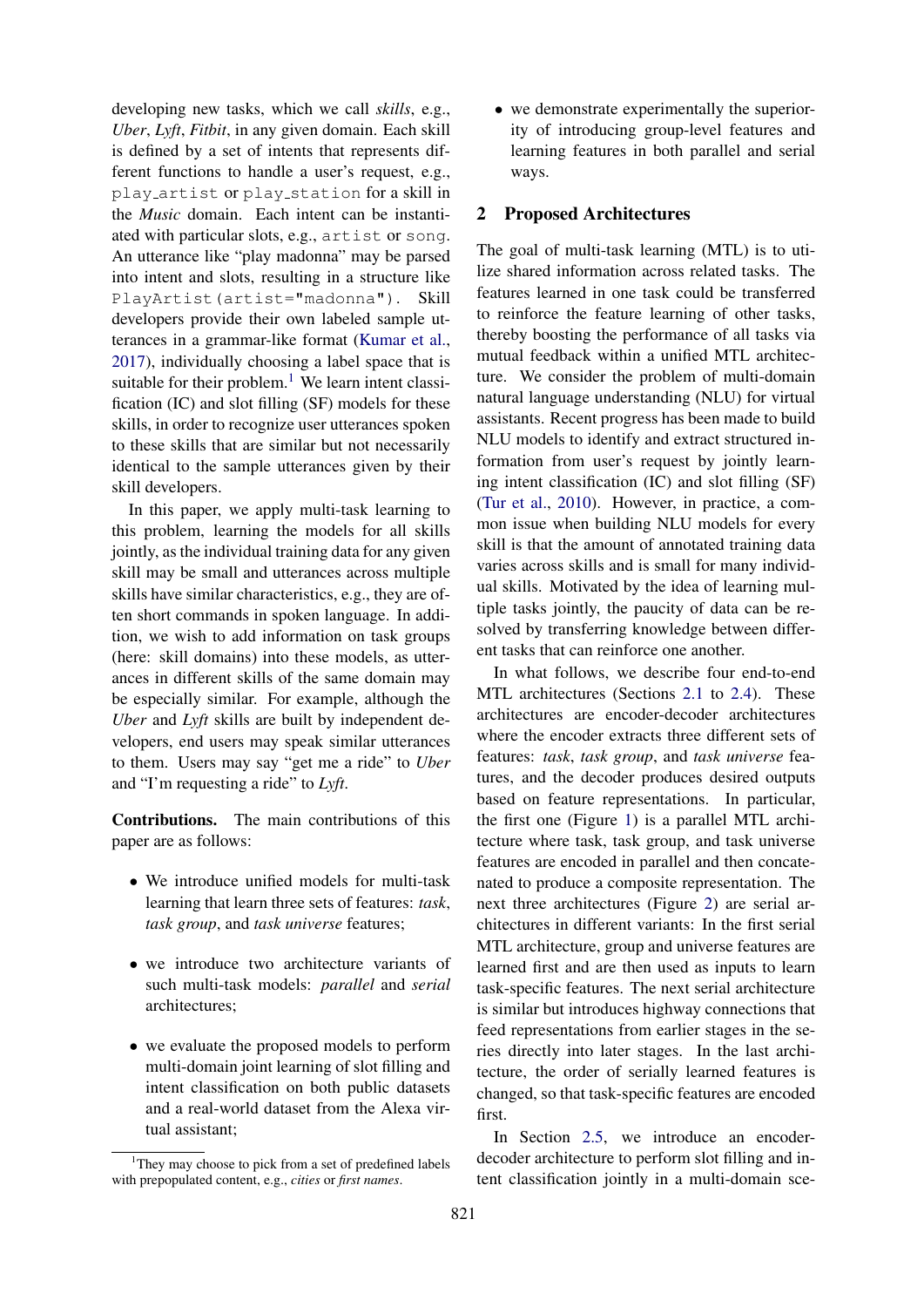developing new tasks, which we call *skills*, e.g., *Uber*, *Lyft*, *Fitbit*, in any given domain. Each skill is defined by a set of intents that represents different functions to handle a user's request, e.g., `play_artist` or `play_station` for a skill in the *Music* domain. Each intent can be instantiated with particular slots, e.g., `artist` or `song`. An utterance like "play madonna" may be parsed into intent and slots, resulting in a structure like `PlayArtist(artist="madonna")`. Skill developers provide their own labeled sample utterances in a grammar-like format (Kumar et al., 2017), individually choosing a label space that is suitable for their problem.[1] We learn intent classification (IC) and slot filling (SF) models for these skills, in order to recognize user utterances spoken to these skills that are similar but not necessarily identical to the sample utterances given by their skill developers.

In this paper, we apply multi-task learning to this problem, learning the models for all skills jointly, as the individual training data for any given skill may be small and utterances across multiple skills have similar characteristics, e.g., they are often short commands in spoken language. In addition, we wish to add information on task groups (here: skill domains) into these models, as utterances in different skills of the same domain may be especially similar. For example, although the *Uber* and *Lyft* skills are built by independent developers, end users may speak similar utterances to them. Users may say "get me a ride" to *Uber* and "I'm requesting a ride" to *Lyft*.

**Contributions.** The main contributions of this paper are as follows:

- We introduce unified models for multi-task learning that learn three sets of features: *task*, *task group*, and *task universe* features;
- we introduce two architecture variants of such multi-task models: *parallel* and *serial* architectures;
- we evaluate the proposed models to perform multi-domain joint learning of slot filling and intent classification on both public datasets and a real-world dataset from the Alexa virtual assistant;
- we demonstrate experimentally the superiority of introducing group-level features and learning features in both parallel and serial ways.

## 2 Proposed Architectures

The goal of multi-task learning (MTL) is to utilize shared information across related tasks. The features learned in one task could be transferred to reinforce the feature learning of other tasks, thereby boosting the performance of all tasks via mutual feedback within a unified MTL architecture. We consider the problem of multi-domain natural language understanding (NLU) for virtual assistants. Recent progress has been made to build NLU models to identify and extract structured information from user's request by jointly learning intent classification (IC) and slot filling (SF) (Tur et al., 2010). However, in practice, a common issue when building NLU models for every skill is that the amount of annotated training data varies across skills and is small for many individual skills. Motivated by the idea of learning multiple tasks jointly, the paucity of data can be resolved by transferring knowledge between different tasks that can reinforce one another.

In what follows, we describe four end-to-end MTL architectures (Sections 2.1 to 2.4). These architectures are encoder-decoder architectures where the encoder extracts three different sets of features: *task*, *task group*, and *task universe* features, and the decoder produces desired outputs based on feature representations. In particular, the first one (Figure 1) is a parallel MTL architecture where task, task group, and task universe features are encoded in parallel and then concatenated to produce a composite representation. The next three architectures (Figure 2) are serial architectures in different variants: In the first serial MTL architecture, group and universe features are learned first and are then used as inputs to learn task-specific features. The next serial architecture is similar but introduces highway connections that feed representations from earlier stages in the series directly into later stages. In the last architecture, the order of serially learned features is changed, so that task-specific features are encoded first.

In Section 2.5, we introduce an encoder-decoder architecture to perform slot filling and intent classification jointly in a multi-domain sce-

[1] They may choose to pick from a set of predefined labels with prepopulated content, e.g., *cities* or *first names*.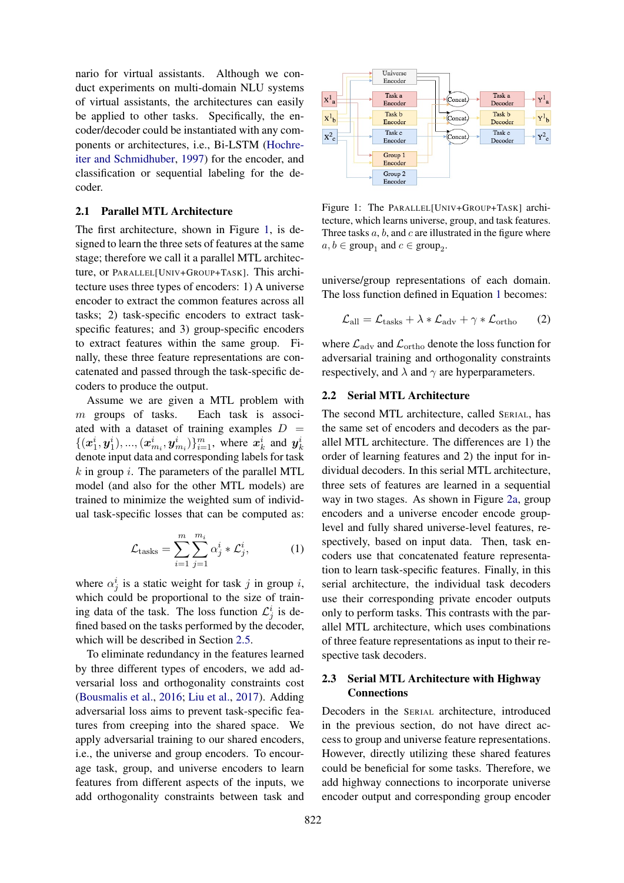nario for virtual assistants. Although we conduct experiments on multi-domain NLU systems of virtual assistants, the architectures can easily be applied to other tasks. Specifically, the encoder/decoder could be instantiated with any components or architectures, i.e., Bi-LSTM (Hochreiter and Schmidhuber, 1997) for the encoder, and classification or sequential labeling for the decoder.

## 2.1 Parallel MTL Architecture

The first architecture, shown in Figure 1, is designed to learn the three sets of features at the same stage; therefore we call it a parallel MTL architecture, or PARALLEL[UNIV+GROUP+TASK]. This architecture uses three types of encoders: 1) A universe encoder to extract the common features across all tasks; 2) task-specific encoders to extract task-specific features; and 3) group-specific encoders to extract features within the same group. Finally, these three feature representations are concatenated and passed through the task-specific decoders to produce the output.

Assume we are given a MTL problem with $m$ groups of tasks. Each task is associated with a dataset of training examples $D = \{(\boldsymbol{x}_1^i, \boldsymbol{y}_1^i), ..., (\boldsymbol{x}_{m_i}^i, \boldsymbol{y}_{m_i}^i)\}_{i=1}^m$, where $\boldsymbol{x}_k^i$ and $\boldsymbol{y}_k^i$ denote input data and corresponding labels for task $k$ in group $i$. The parameters of the parallel MTL model (and also for the other MTL models) are trained to minimize the weighted sum of individual task-specific losses that can be computed as:

$$\mathcal{L}_{\text{tasks}} = \sum_{i=1}^{m} \sum_{j=1}^{m_i} \alpha_j^i * \mathcal{L}_j^i, \qquad (1)$$

where $\alpha_j^i$ is a static weight for task $j$ in group $i$, which could be proportional to the size of training data of the task. The loss function $\mathcal{L}_j^i$ is defined based on the tasks performed by the decoder, which will be described in Section 2.5.

To eliminate redundancy in the features learned by three different types of encoders, we add adversarial loss and orthogonality constraints cost (Bousmalis et al., 2016; Liu et al., 2017). Adding adversarial loss aims to prevent task-specific features from creeping into the shared space. We apply adversarial training to our shared encoders, i.e., the universe and group encoders. To encourage task, group, and universe encoders to learn features from different aspects of the inputs, we add orthogonality constraints between task and

Universe Encoder
$X^1_a$ Task a Encoder Concat Task a Decoder $Y^1_a$
$X^1_b$ Task b Encoder Concat Task b Decoder $Y^1_b$
$X^2_c$ Task c Encoder Concat Task c Decoder $Y^2_c$
Group 1 Encoder
Group 2 Encoder

Figure 1: The PARALLEL[UNIV+GROUP+TASK] architecture, which learns universe, group, and task features. Three tasks $a$, $b$, and $c$ are illustrated in the figure where $a, b \in \text{group}_1$ and $c \in \text{group}_2$.

universe/group representations of each domain. The loss function defined in Equation 1 becomes:

$$\mathcal{L}_{\text{all}} = \mathcal{L}_{\text{tasks}} + \lambda * \mathcal{L}_{\text{adv}} + \gamma * \mathcal{L}_{\text{ortho}} \qquad (2)$$

where $\mathcal{L}_{\text{adv}}$ and $\mathcal{L}_{\text{ortho}}$ denote the loss function for adversarial training and orthogonality constraints respectively, and $\lambda$ and $\gamma$ are hyperparameters.

## 2.2 Serial MTL Architecture

The second MTL architecture, called SERIAL, has the same set of encoders and decoders as the parallel MTL architecture. The differences are 1) the order of learning features and 2) the input for individual decoders. In this serial MTL architecture, three sets of features are learned in a sequential way in two stages. As shown in Figure 2a, group encoders and a universe encoder encode group-level and fully shared universe-level features, respectively, based on input data. Then, task encoders use that concatenated feature representation to learn task-specific features. Finally, in this serial architecture, the individual task decoders use their corresponding private encoder outputs only to perform tasks. This contrasts with the parallel MTL architecture, which uses combinations of three feature representations as input to their respective task decoders.

## 2.3 Serial MTL Architecture with Highway Connections

Decoders in the SERIAL architecture, introduced in the previous section, do not have direct access to group and universe feature representations. However, directly utilizing these shared features could be beneficial for some tasks. Therefore, we add highway connections to incorporate universe encoder output and corresponding group encoder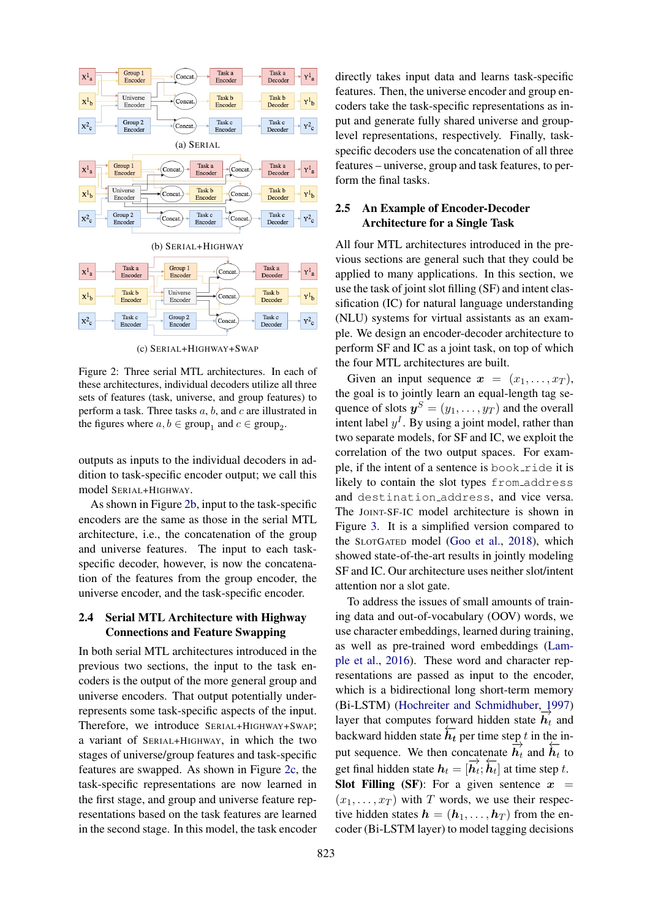(a) SERIAL

(b) SERIAL+HIGHWAY

(c) SERIAL+HIGHWAY+SWAP

Figure 2: Three serial MTL architectures. In each of these architectures, individual decoders utilize all three sets of features (task, universe, and group features) to perform a task. Three tasks $a$, $b$, and $c$ are illustrated in the figures where $a, b \in \text{group}_1$ and $c \in \text{group}_2$.

outputs as inputs to the individual decoders in addition to task-specific encoder output; we call this model SERIAL+HIGHWAY.

As shown in Figure 2b, input to the task-specific encoders are the same as those in the serial MTL architecture, i.e., the concatenation of the group and universe features. The input to each task-specific decoder, however, is now the concatenation of the features from the group encoder, the universe encoder, and the task-specific encoder.

## 2.4 Serial MTL Architecture with Highway Connections and Feature Swapping

In both serial MTL architectures introduced in the previous two sections, the input to the task encoders is the output of the more general group and universe encoders. That output potentially under-represents some task-specific aspects of the input. Therefore, we introduce SERIAL+HIGHWAY+SWAP; a variant of SERIAL+HIGHWAY, in which the two stages of universe/group features and task-specific features are swapped. As shown in Figure 2c, the task-specific representations are now learned in the first stage, and group and universe feature representations based on the task features are learned in the second stage. In this model, the task encoder directly takes input data and learns task-specific features. Then, the universe encoder and group encoders take the task-specific representations as input and generate fully shared universe and group-level representations, respectively. Finally, task-specific decoders use the concatenation of all three features – universe, group and task features, to perform the final tasks.

## 2.5 An Example of Encoder-Decoder Architecture for a Single Task

All four MTL architectures introduced in the previous sections are general such that they could be applied to many applications. In this section, we use the task of joint slot filling (SF) and intent classification (IC) for natural language understanding (NLU) systems for virtual assistants as an example. We design an encoder-decoder architecture to perform SF and IC as a joint task, on top of which the four MTL architectures are built.

Given an input sequence $\boldsymbol{x} = (x_1, \dots, x_T)$, the goal is to jointly learn an equal-length tag sequence of slots $\boldsymbol{y}^S = (y_1, \dots, y_T)$ and the overall intent label $y^I$. By using a joint model, rather than two separate models, for SF and IC, we exploit the correlation of the two output spaces. For example, if the intent of a sentence is `book_ride` it is likely to contain the slot types `from_address` and `destination_address`, and vice versa. The JOINT-SF-IC model architecture is shown in Figure 3. It is a simplified version compared to the SLOTGATED model (Goo et al., 2018), which showed state-of-the-art results in jointly modeling SF and IC. Our architecture uses neither slot/intent attention nor a slot gate.

To address the issues of small amounts of training data and out-of-vocabulary (OOV) words, we use character embeddings, learned during training, as well as pre-trained word embeddings (Lample et al., 2016). These word and character representations are passed as input to the encoder, which is a bidirectional long short-term memory (Bi-LSTM) (Hochreiter and Schmidhuber, 1997) layer that computes forward hidden state $\overrightarrow{\boldsymbol{h}_t}$ and backward hidden state $\overleftarrow{\boldsymbol{h}_t}$ per time step $t$ in the input sequence. We then concatenate $\overrightarrow{\boldsymbol{h}_t}$ and $\overleftarrow{\boldsymbol{h}_t}$ to get final hidden state $\boldsymbol{h}_t = [\overrightarrow{\boldsymbol{h}_t}; \overleftarrow{\boldsymbol{h}_t}]$ at time step $t$.

**Slot Filling (SF)**: For a given sentence $\boldsymbol{x} = (x_1, \dots, x_T)$ with $T$ words, we use their respective hidden states $\boldsymbol{h} = (\boldsymbol{h}_1, \dots, \boldsymbol{h}_T)$ from the encoder (Bi-LSTM layer) to model tagging decisions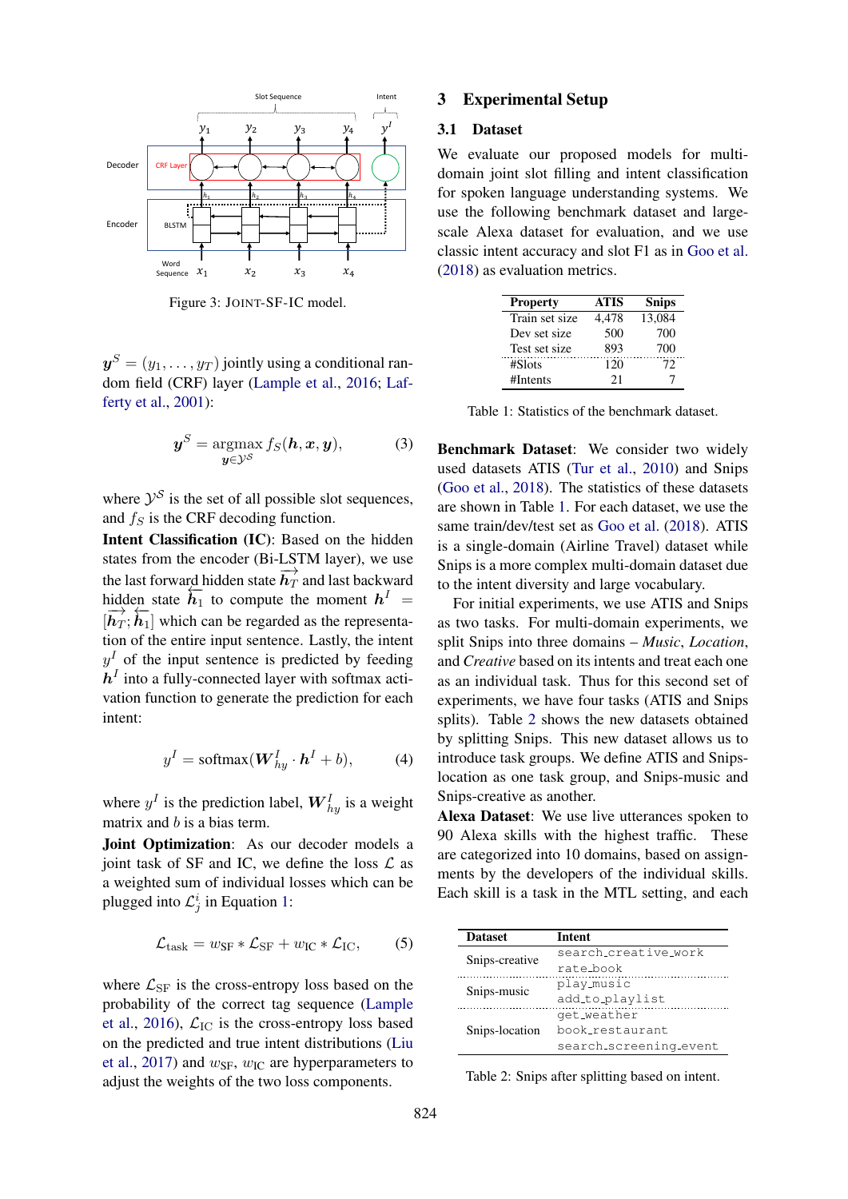Slot Sequence

Intent

$y_1$ $y_2$ $y_3$ $y_4$ $y^I$

Decoder

CRF Layer

$h_1$ $h_2$ $h_3$ $h_4$

Encoder

BLSTM

Word Sequence $x_1$ $x_2$ $x_3$ $x_4$

Figure 3: JOINT-SF-IC model.

$\boldsymbol{y}^S = (y_1, \ldots, y_T)$ jointly using a conditional random field (CRF) layer (Lample et al., 2016; Lafferty et al., 2001):

$$\boldsymbol{y}^S = \underset{\boldsymbol{y} \in \mathcal{Y}^S}{\operatorname{argmax}} f_S(\boldsymbol{h}, \boldsymbol{x}, \boldsymbol{y}), \tag{3}$$

where $\mathcal{Y}^S$ is the set of all possible slot sequences, and $f_S$ is the CRF decoding function.

**Intent Classification (IC)**: Based on the hidden states from the encoder (Bi-LSTM layer), we use the last forward hidden state $\overrightarrow{\boldsymbol{h}_T}$ and last backward hidden state $\overleftarrow{\boldsymbol{h}_1}$ to compute the moment $\boldsymbol{h}^I = [\overrightarrow{\boldsymbol{h}_T}; \overleftarrow{\boldsymbol{h}_1}]$ which can be regarded as the representation of the entire input sentence. Lastly, the intent $y^I$ of the input sentence is predicted by feeding $\boldsymbol{h}^I$ into a fully-connected layer with softmax activation function to generate the prediction for each intent:

$$y^I = \text{softmax}(\boldsymbol{W}^I_{hy} \cdot \boldsymbol{h}^I + b), \tag{4}$$

where $y^I$ is the prediction label, $\boldsymbol{W}^I_{hy}$ is a weight matrix and $b$ is a bias term.

**Joint Optimization**: As our decoder models a joint task of SF and IC, we define the loss $\mathcal{L}$ as a weighted sum of individual losses which can be plugged into $\mathcal{L}^i_j$ in Equation 1:

$$\mathcal{L}_{\text{task}} = w_{\text{SF}} * \mathcal{L}_{\text{SF}} + w_{\text{IC}} * \mathcal{L}_{\text{IC}}, \tag{5}$$

where $\mathcal{L}_{\text{SF}}$ is the cross-entropy loss based on the probability of the correct tag sequence (Lample et al., 2016), $\mathcal{L}_{\text{IC}}$ is the cross-entropy loss based on the predicted and true intent distributions (Liu et al., 2017) and $w_{\text{SF}}$, $w_{\text{IC}}$ are hyperparameters to adjust the weights of the two loss components.

## 3 Experimental Setup

### 3.1 Dataset

We evaluate our proposed models for multi-domain joint slot filling and intent classification for spoken language understanding systems. We use the following benchmark dataset and large-scale Alexa dataset for evaluation, and we use classic intent accuracy and slot F1 as in Goo et al. (2018) as evaluation metrics.

| Property | ATIS | Snips |
|---|---|---|
| Train set size | 4,478 | 13,084 |
| Dev set size | 500 | 700 |
| Test set size | 893 | 700 |
| #Slots | 120 | 72 |
| #Intents | 21 | 7 |

Table 1: Statistics of the benchmark dataset.

**Benchmark Dataset**: We consider two widely used datasets ATIS (Tur et al., 2010) and Snips (Goo et al., 2018). The statistics of these datasets are shown in Table 1. For each dataset, we use the same train/dev/test set as Goo et al. (2018). ATIS is a single-domain (Airline Travel) dataset while Snips is a more complex multi-domain dataset due to the intent diversity and large vocabulary.

For initial experiments, we use ATIS and Snips as two tasks. For multi-domain experiments, we split Snips into three domains – *Music*, *Location*, and *Creative* based on its intents and treat each one as an individual task. Thus for this second set of experiments, we have four tasks (ATIS and Snips splits). Table 2 shows the new datasets obtained by splitting Snips. This new dataset allows us to introduce task groups. We define ATIS and Snips-location as one task group, and Snips-music and Snips-creative as another.

**Alexa Dataset**: We use live utterances spoken to 90 Alexa skills with the highest traffic. These are categorized into 10 domains, based on assignments by the developers of the individual skills. Each skill is a task in the MTL setting, and each

| Dataset | Intent |
|---|---|
| Snips-creative | search_creative_work<br>rate_book |
| Snips-music | play_music<br>add_to_playlist |
| Snips-location | get_weather<br>book_restaurant<br>search_screening_event |

Table 2: Snips after splitting based on intent.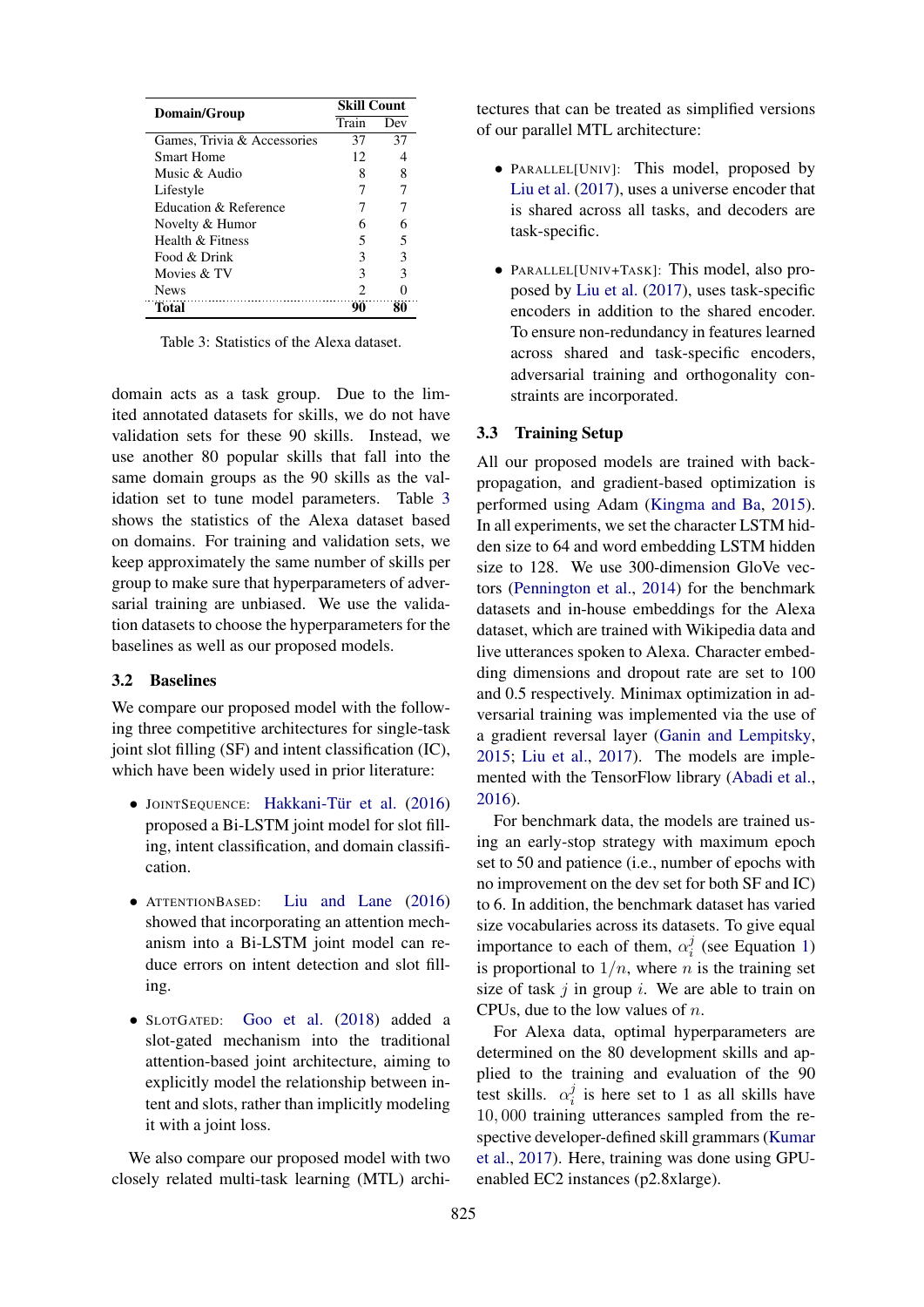| Domain/Group | Skill Count | |
|---|---|---|
| | Train | Dev |
| Games, Trivia & Accessories | 37 | 37 |
| Smart Home | 12 | 4 |
| Music & Audio | 8 | 8 |
| Lifestyle | 7 | 7 |
| Education & Reference | 7 | 7 |
| Novelty & Humor | 6 | 6 |
| Health & Fitness | 5 | 5 |
| Food & Drink | 3 | 3 |
| Movies & TV | 3 | 3 |
| News | 2 | 0 |
| **Total** | **90** | **80** |

Table 3: Statistics of the Alexa dataset.

domain acts as a task group. Due to the limited annotated datasets for skills, we do not have validation sets for these 90 skills. Instead, we use another 80 popular skills that fall into the same domain groups as the 90 skills as the validation set to tune model parameters. Table 3 shows the statistics of the Alexa dataset based on domains. For training and validation sets, we keep approximately the same number of skills per group to make sure that hyperparameters of adversarial training are unbiased. We use the validation datasets to choose the hyperparameters for the baselines as well as our proposed models.

### 3.2 Baselines

We compare our proposed model with the following three competitive architectures for single-task joint slot filling (SF) and intent classification (IC), which have been widely used in prior literature:

- JointSequence: Hakkani-Tür et al. (2016) proposed a Bi-LSTM joint model for slot filling, intent classification, and domain classification.
- AttentionBased: Liu and Lane (2016) showed that incorporating an attention mechanism into a Bi-LSTM joint model can reduce errors on intent detection and slot filling.
- SlotGated: Goo et al. (2018) added a slot-gated mechanism into the traditional attention-based joint architecture, aiming to explicitly model the relationship between intent and slots, rather than implicitly modeling it with a joint loss.

We also compare our proposed model with two closely related multi-task learning (MTL) architectures that can be treated as simplified versions of our parallel MTL architecture:

- Parallel[Univ]: This model, proposed by Liu et al. (2017), uses a universe encoder that is shared across all tasks, and decoders are task-specific.
- Parallel[Univ+Task]: This model, also proposed by Liu et al. (2017), uses task-specific encoders in addition to the shared encoder. To ensure non-redundancy in features learned across shared and task-specific encoders, adversarial training and orthogonality constraints are incorporated.

### 3.3 Training Setup

All our proposed models are trained with backpropagation, and gradient-based optimization is performed using Adam (Kingma and Ba, 2015). In all experiments, we set the character LSTM hidden size to 64 and word embedding LSTM hidden size to 128. We use 300-dimension GloVe vectors (Pennington et al., 2014) for the benchmark datasets and in-house embeddings for the Alexa dataset, which are trained with Wikipedia data and live utterances spoken to Alexa. Character embedding dimensions and dropout rate are set to 100 and 0.5 respectively. Minimax optimization in adversarial training was implemented via the use of a gradient reversal layer (Ganin and Lempitsky, 2015; Liu et al., 2017). The models are implemented with the TensorFlow library (Abadi et al., 2016).

For benchmark data, the models are trained using an early-stop strategy with maximum epoch set to 50 and patience (i.e., number of epochs with no improvement on the dev set for both SF and IC) to 6. In addition, the benchmark dataset has varied size vocabularies across its datasets. To give equal importance to each of them, $\alpha_i^j$ (see Equation 1) is proportional to $1/n$, where $n$ is the training set size of task $j$ in group $i$. We are able to train on CPUs, due to the low values of $n$.

For Alexa data, optimal hyperparameters are determined on the 80 development skills and applied to the training and evaluation of the 90 test skills. $\alpha_i^j$ is here set to 1 as all skills have $10,000$ training utterances sampled from the respective developer-defined skill grammars (Kumar et al., 2017). Here, training was done using GPU-enabled EC2 instances (p2.8xlarge).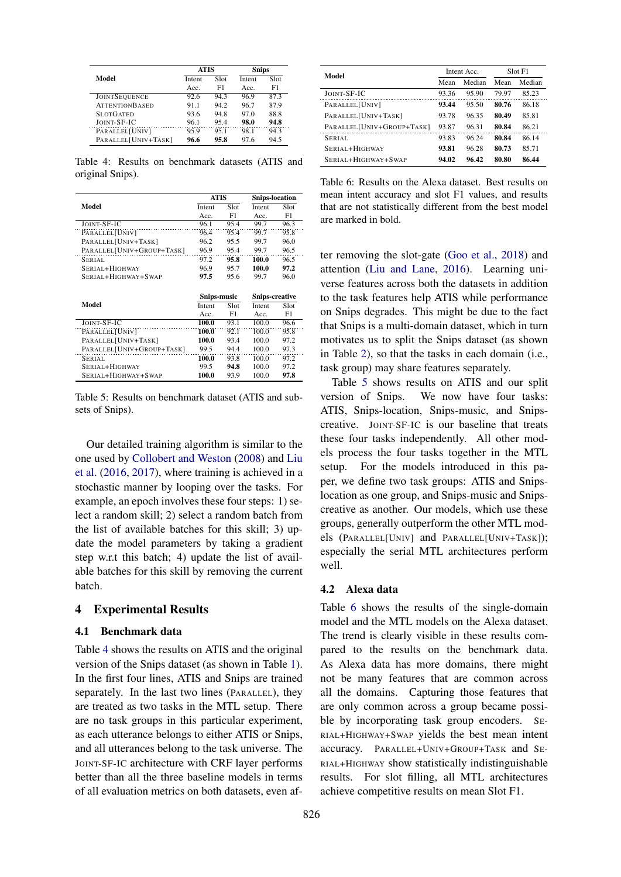| Model | ATIS | | Snips | |
|---|---|---|---|---|
| | Intent Acc. | Slot F1 | Intent Acc. | Slot F1 |
| JointSequence | 92.6 | 94.3 | 96.9 | 87.3 |
| AttentionBased | 91.1 | 94.2 | 96.7 | 87.9 |
| SlotGated | 93.6 | 94.8 | 97.0 | 88.8 |
| Joint-SF-IC | 96.1 | 95.4 | **98.0** | **94.8** |
| Parallel[Univ] | 95.9 | 95.1 | 98.1 | 94.3 |
| Parallel[Univ+Task] | **96.6** | **95.8** | 97.6 | 94.5 |

Table 4: Results on benchmark datasets (ATIS and original Snips).

| Model | ATIS | | Snips-location | |
|---|---|---|---|---|
| | Intent Acc. | Slot F1 | Intent Acc. | Slot F1 |
| Joint-SF-IC | 96.1 | 95.4 | 99.7 | 96.3 |
| Parallel[Univ] | 96.4 | 95.4 | 99.7 | 95.8 |
| Parallel[Univ+Task] | 96.2 | 95.5 | 99.7 | 96.0 |
| Parallel[Univ+Group+Task] | 96.9 | 95.4 | 99.7 | 96.5 |
| Serial | 97.2 | **95.8** | **100.0** | 96.5 |
| Serial+Highway | 96.9 | 95.7 | **100.0** | **97.2** |
| Serial+Highway+Swap | **97.5** | 95.6 | 99.7 | 96.0 |

| Model | Snips-music | | Snips-creative | |
|---|---|---|---|---|
| | Intent Acc. | Slot F1 | Intent Acc. | Slot F1 |
| Joint-SF-IC | **100.0** | 93.1 | 100.0 | 96.6 |
| Parallel[Univ] | **100.0** | 92.1 | 100.0 | 95.8 |
| Parallel[Univ+Task] | **100.0** | 93.4 | 100.0 | 97.2 |
| Parallel[Univ+Group+Task] | 99.5 | 94.4 | 100.0 | 97.3 |
| Serial | **100.0** | 93.8 | 100.0 | 97.2 |
| Serial+Highway | 99.5 | **94.8** | 100.0 | 97.2 |
| Serial+Highway+Swap | **100.0** | 93.9 | 100.0 | **97.8** |

Table 5: Results on benchmark dataset (ATIS and subsets of Snips).

Our detailed training algorithm is similar to the one used by Collobert and Weston (2008) and Liu et al. (2016, 2017), where training is achieved in a stochastic manner by looping over the tasks. For example, an epoch involves these four steps: 1) select a random skill; 2) select a random batch from the list of available batches for this skill; 3) update the model parameters by taking a gradient step w.r.t this batch; 4) update the list of available batches for this skill by removing the current batch.

## 4 Experimental Results

### 4.1 Benchmark data

Table 4 shows the results on ATIS and the original version of the Snips dataset (as shown in Table 1). In the first four lines, ATIS and Snips are trained separately. In the last two lines (Parallel), they are treated as two tasks in the MTL setup. There are no task groups in this particular experiment, as each utterance belongs to either ATIS or Snips, and all utterances belong to the task universe. The Joint-SF-IC architecture with CRF layer performs better than all the three baseline models in terms of all evaluation metrics on both datasets, even after removing the slot-gate (Goo et al., 2018) and attention (Liu and Lane, 2016). Learning universe features across both the datasets in addition to the task features help ATIS while performance on Snips degrades. This might be due to the fact that Snips is a multi-domain dataset, which in turn motivates us to split the Snips dataset (as shown in Table 2), so that the tasks in each domain (i.e., task group) may share features separately.

Table 5 shows results on ATIS and our split version of Snips. We now have four tasks: ATIS, Snips-location, Snips-music, and Snips-creative. Joint-SF-IC is our baseline that treats these four tasks independently. All other models process the four tasks together in the MTL setup. For the models introduced in this paper, we define two task groups: ATIS and Snips-location as one group, and Snips-music and Snips-creative as another. Our models, which use these groups, generally outperform the other MTL models (Parallel[Univ] and Parallel[Univ+Task]); especially the serial MTL architectures perform well.

| Model | Intent Acc. | | Slot F1 | |
|---|---|---|---|---|
| | Mean | Median | Mean | Median |
| Joint-SF-IC | 93.36 | 95.90 | 79.97 | 85.23 |
| Parallel[Univ] | **93.44** | 95.50 | **80.76** | 86.18 |
| Parallel[Univ+Task] | 93.78 | 96.35 | **80.49** | 85.81 |
| Parallel[Univ+Group+Task] | 93.87 | 96.31 | **80.84** | 86.21 |
| Serial | 93.83 | 96.24 | **80.84** | 86.14 |
| Serial+Highway | **93.81** | 96.28 | **80.73** | 85.71 |
| Serial+Highway+Swap | **94.02** | **96.42** | **80.80** | **86.44** |

Table 6: Results on the Alexa dataset. Best results on mean intent accuracy and slot F1 values, and results that are not statistically different from the best model are marked in bold.

### 4.2 Alexa data

Table 6 shows the results of the single-domain model and the MTL models on the Alexa dataset. The trend is clearly visible in these results compared to the results on the benchmark data. As Alexa data has more domains, there might not be many features that are common across all the domains. Capturing those features that are only common across a group became possible by incorporating task group encoders. Serial+Highway+Swap yields the best mean intent accuracy. Parallel+Univ+Group+Task and Serial+Highway show statistically indistinguishable results. For slot filling, all MTL architectures achieve competitive results on mean Slot F1.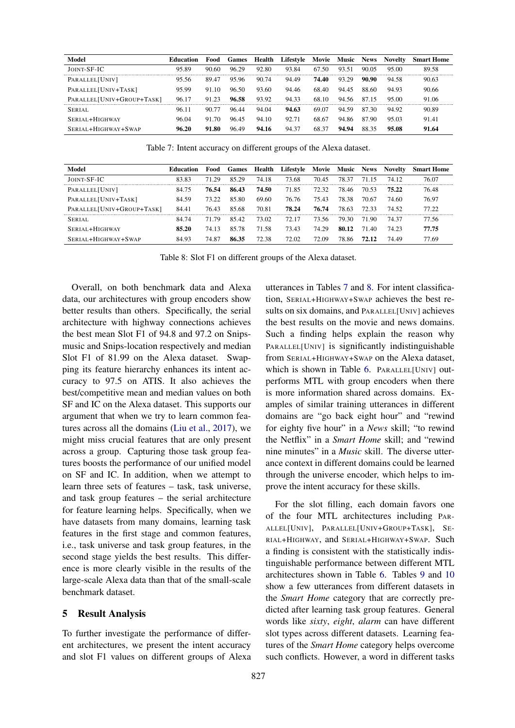| Model | Education | Food | Games | Health | Lifestyle | Movie | Music | News | Novelty | Smart Home |
|---|---|---|---|---|---|---|---|---|---|---|
| JOINT-SF-IC | 95.89 | 90.60 | 96.29 | 92.80 | 93.84 | 67.50 | 93.51 | 90.05 | 95.00 | 89.58 |
| PARALLEL[UNIV] | 95.56 | 89.47 | 95.96 | 90.74 | 94.49 | **74.40** | 93.29 | **90.90** | 94.58 | 90.63 |
| PARALLEL[UNIV+TASK] | 95.99 | 91.10 | 96.50 | 93.60 | 94.46 | 68.40 | 94.45 | 88.60 | 94.93 | 90.66 |
| PARALLEL[UNIV+GROUP+TASK] | 96.17 | 91.23 | **96.58** | 93.92 | 94.33 | 68.10 | 94.56 | 87.15 | 95.00 | 91.06 |
| SERIAL | 96.11 | 90.77 | 96.44 | 94.04 | **94.63** | 69.07 | 94.59 | 87.30 | 94.92 | 90.89 |
| SERIAL+HIGHWAY | 96.04 | 91.70 | 96.45 | 94.10 | 92.71 | 68.67 | 94.86 | 87.90 | 95.03 | 91.41 |
| SERIAL+HIGHWAY+SWAP | **96.20** | **91.80** | 96.49 | **94.16** | 94.37 | 68.37 | **94.94** | 88.35 | **95.08** | **91.64** |

Table 7: Intent accuracy on different groups of the Alexa dataset.

| Model | Education | Food | Games | Health | Lifestyle | Movie | Music | News | Novelty | Smart Home |
|---|---|---|---|---|---|---|---|---|---|---|
| JOINT-SF-IC | 83.83 | 71.29 | 85.29 | 74.18 | 73.68 | 70.45 | 78.37 | 71.15 | 74.12 | 76.07 |
| PARALLEL[UNIV] | 84.75 | **76.54** | **86.43** | **74.50** | 71.85 | 72.32 | 78.46 | 70.53 | **75.22** | 76.48 |
| PARALLEL[UNIV+TASK] | 84.59 | 73.22 | 85.80 | 69.60 | 76.76 | 75.43 | 78.38 | 70.67 | 74.60 | 76.97 |
| PARALLEL[UNIV+GROUP+TASK] | 84.41 | 76.43 | 85.68 | 70.81 | **78.24** | **76.74** | 78.63 | 72.33 | 74.52 | 77.22 |
| SERIAL | 84.74 | 71.79 | 85.42 | 73.02 | 72.17 | 73.56 | 79.30 | 71.90 | 74.37 | 77.56 |
| SERIAL+HIGHWAY | **85.20** | 74.13 | 85.78 | 71.58 | 73.43 | 74.29 | **80.12** | 71.40 | 74.23 | **77.75** |
| SERIAL+HIGHWAY+SWAP | 84.93 | 74.87 | **86.35** | 72.38 | 72.02 | 72.09 | 78.86 | **72.12** | 74.49 | 77.69 |

Table 8: Slot F1 on different groups of the Alexa dataset.

Overall, on both benchmark data and Alexa data, our architectures with group encoders show better results than others. Specifically, the serial architecture with highway connections achieves the best mean Slot F1 of 94.8 and 97.2 on Snips-music and Snips-location respectively and median Slot F1 of 81.99 on the Alexa dataset. Swapping its feature hierarchy enhances its intent accuracy to 97.5 on ATIS. It also achieves the best/competitive mean and median values on both SF and IC on the Alexa dataset. This supports our argument that when we try to learn common features across all the domains (Liu et al., 2017), we might miss crucial features that are only present across a group. Capturing those task group features boosts the performance of our unified model on SF and IC. In addition, when we attempt to learn three sets of features – task, task universe, and task group features – the serial architecture for feature learning helps. Specifically, when we have datasets from many domains, learning task features in the first stage and common features, i.e., task universe and task group features, in the second stage yields the best results. This difference is more clearly visible in the results of the large-scale Alexa data than that of the small-scale benchmark dataset.

## 5 Result Analysis

To further investigate the performance of different architectures, we present the intent accuracy and slot F1 values on different groups of Alexa utterances in Tables 7 and 8. For intent classification, SERIAL+HIGHWAY+SWAP achieves the best results on six domains, and PARALLEL[UNIV] achieves the best results on the movie and news domains. Such a finding helps explain the reason why PARALLEL[UNIV] is significantly indistinguishable from SERIAL+HIGHWAY+SWAP on the Alexa dataset, which is shown in Table 6. PARALLEL[UNIV] outperforms MTL with group encoders when there is more information shared across domains. Examples of similar training utterances in different domains are "go back eight hour" and "rewind for eighty five hour" in a *News* skill; "to rewind the Netflix" in a *Smart Home* skill; and "rewind nine minutes" in a *Music* skill. The diverse utterance context in different domains could be learned through the universe encoder, which helps to improve the intent accuracy for these skills.

For the slot filling, each domain favors one of the four MTL architectures including PARALLEL[UNIV], PARALLEL[UNIV+GROUP+TASK], SERIAL+HIGHWAY, and SERIAL+HIGHWAY+SWAP. Such a finding is consistent with the statistically indistinguishable performance between different MTL architectures shown in Table 6. Tables 9 and 10 show a few utterances from different datasets in the *Smart Home* category that are correctly predicted after learning task group features. General words like *sixty*, *eight*, *alarm* can have different slot types across different datasets. Learning features of the *Smart Home* category helps overcome such conflicts. However, a word in different tasks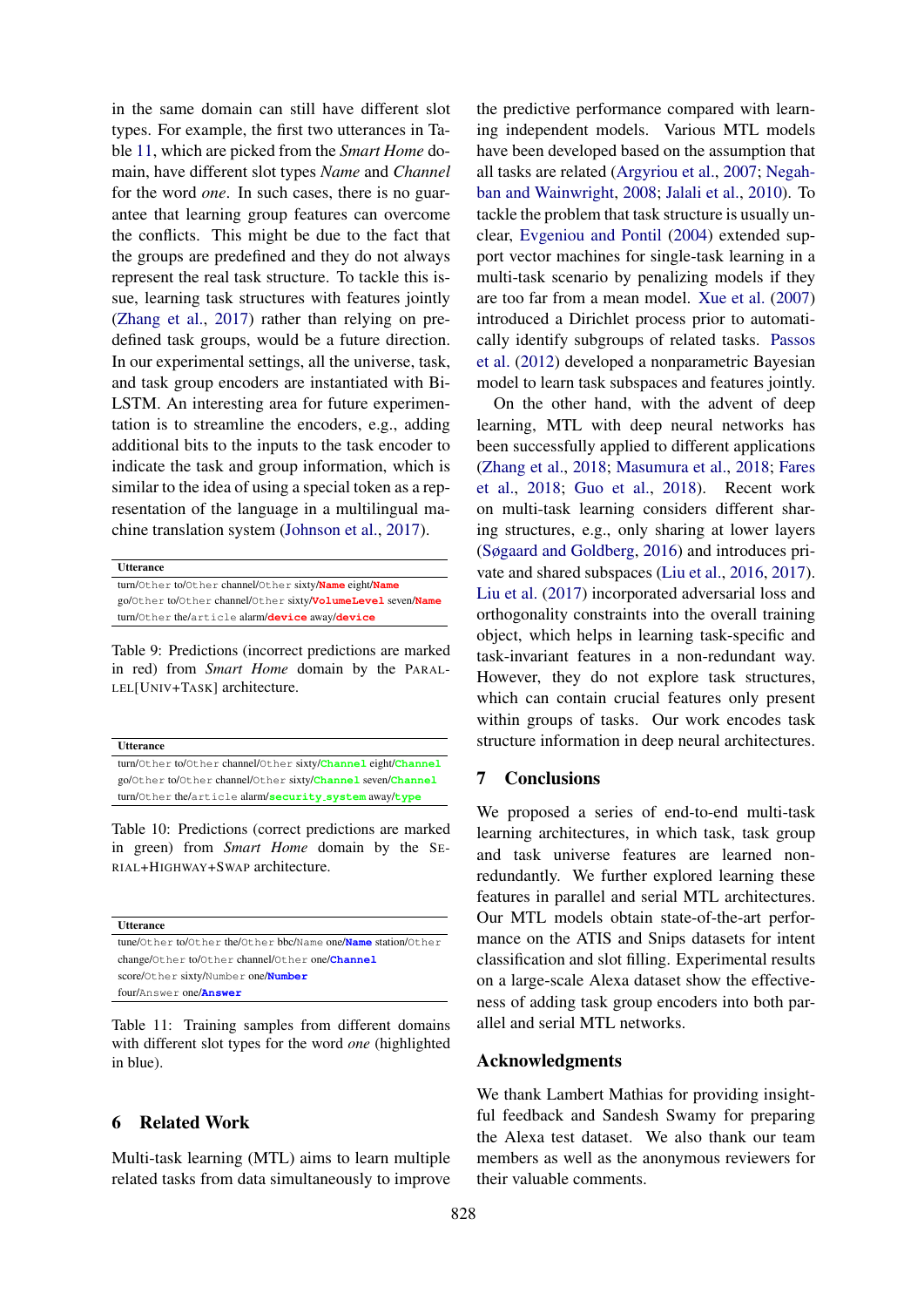in the same domain can still have different slot types. For example, the first two utterances in Table 11, which are picked from the *Smart Home* domain, have different slot types *Name* and *Channel* for the word *one*. In such cases, there is no guarantee that learning group features can overcome the conflicts. This might be due to the fact that the groups are predefined and they do not always represent the real task structure. To tackle this issue, learning task structures with features jointly (Zhang et al., 2017) rather than relying on predefined task groups, would be a future direction. In our experimental settings, all the universe, task, and task group encoders are instantiated with BiLSTM. An interesting area for future experimentation is to streamline the encoders, e.g., adding additional bits to the inputs to the task encoder to indicate the task and group information, which is similar to the idea of using a special token as a representation of the language in a multilingual machine translation system (Johnson et al., 2017).

| Utterance |
|---|
| turn/Other to/Other channel/Other sixty/**Name** eight/**Name** |
| go/Other to/Other channel/Other sixty/**VolumeLevel** seven/**Name** |
| turn/Other the/article alarm/**device** away/**device** |

Table 9: Predictions (incorrect predictions are marked in red) from *Smart Home* domain by the PARALLEL[UNIV+TASK] architecture.

| Utterance |
|---|
| turn/Other to/Other channel/Other sixty/**Channel** eight/**Channel** |
| go/Other to/Other channel/Other sixty/**Channel** seven/**Channel** |
| turn/Other the/article alarm/**security_system** away/**type** |

Table 10: Predictions (correct predictions are marked in green) from *Smart Home* domain by the SERIAL+HIGHWAY+SWAP architecture.

| Utterance |
|---|
| tune/Other to/Other the/Other bbc/Name one/**Name** station/Other |
| change/Other to/Other channel/Other one/**Channel** |
| score/Other sixty/Number one/**Number** |
| four/Answer one/**Answer** |

Table 11: Training samples from different domains with different slot types for the word *one* (highlighted in blue).

## 6 Related Work

Multi-task learning (MTL) aims to learn multiple related tasks from data simultaneously to improve the predictive performance compared with learning independent models. Various MTL models have been developed based on the assumption that all tasks are related (Argyriou et al., 2007; Negahban and Wainwright, 2008; Jalali et al., 2010). To tackle the problem that task structure is usually unclear, Evgeniou and Pontil (2004) extended support vector machines for single-task learning in a multi-task scenario by penalizing models if they are too far from a mean model. Xue et al. (2007) introduced a Dirichlet process prior to automatically identify subgroups of related tasks. Passos et al. (2012) developed a nonparametric Bayesian model to learn task subspaces and features jointly.

On the other hand, with the advent of deep learning, MTL with deep neural networks has been successfully applied to different applications (Zhang et al., 2018; Masumura et al., 2018; Fares et al., 2018; Guo et al., 2018). Recent work on multi-task learning considers different sharing structures, e.g., only sharing at lower layers (Søgaard and Goldberg, 2016) and introduces private and shared subspaces (Liu et al., 2016, 2017). Liu et al. (2017) incorporated adversarial loss and orthogonality constraints into the overall training object, which helps in learning task-specific and task-invariant features in a non-redundant way. However, they do not explore task structures, which can contain crucial features only present within groups of tasks. Our work encodes task structure information in deep neural architectures.

## 7 Conclusions

We proposed a series of end-to-end multi-task learning architectures, in which task, task group and task universe features are learned non-redundantly. We further explored learning these features in parallel and serial MTL architectures. Our MTL models obtain state-of-the-art performance on the ATIS and Snips datasets for intent classification and slot filling. Experimental results on a large-scale Alexa dataset show the effectiveness of adding task group encoders into both parallel and serial MTL networks.

## Acknowledgments

We thank Lambert Mathias for providing insightful feedback and Sandesh Swamy for preparing the Alexa test dataset. We also thank our team members as well as the anonymous reviewers for their valuable comments.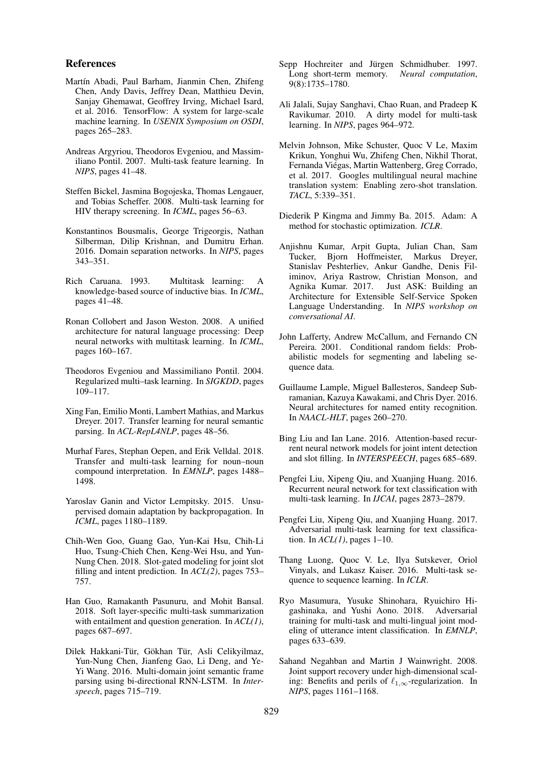## References

Martín Abadi, Paul Barham, Jianmin Chen, Zhifeng Chen, Andy Davis, Jeffrey Dean, Matthieu Devin, Sanjay Ghemawat, Geoffrey Irving, Michael Isard, et al. 2016. TensorFlow: A system for large-scale machine learning. In *USENIX Symposium on OSDI*, pages 265–283.

Andreas Argyriou, Theodoros Evgeniou, and Massimiliano Pontil. 2007. Multi-task feature learning. In *NIPS*, pages 41–48.

Steffen Bickel, Jasmina Bogojeska, Thomas Lengauer, and Tobias Scheffer. 2008. Multi-task learning for HIV therapy screening. In *ICML*, pages 56–63.

Konstantinos Bousmalis, George Trigeorgis, Nathan Silberman, Dilip Krishnan, and Dumitru Erhan. 2016. Domain separation networks. In *NIPS*, pages 343–351.

Rich Caruana. 1993. Multitask learning: A knowledge-based source of inductive bias. In *ICML*, pages 41–48.

Ronan Collobert and Jason Weston. 2008. A unified architecture for natural language processing: Deep neural networks with multitask learning. In *ICML*, pages 160–167.

Theodoros Evgeniou and Massimiliano Pontil. 2004. Regularized multi–task learning. In *SIGKDD*, pages 109–117.

Xing Fan, Emilio Monti, Lambert Mathias, and Markus Dreyer. 2017. Transfer learning for neural semantic parsing. In *ACL-RepL4NLP*, pages 48–56.

Murhaf Fares, Stephan Oepen, and Erik Velldal. 2018. Transfer and multi-task learning for noun–noun compound interpretation. In *EMNLP*, pages 1488–1498.

Yaroslav Ganin and Victor Lempitsky. 2015. Unsupervised domain adaptation by backpropagation. In *ICML*, pages 1180–1189.

Chih-Wen Goo, Guang Gao, Yun-Kai Hsu, Chih-Li Huo, Tsung-Chieh Chen, Keng-Wei Hsu, and Yun-Nung Chen. 2018. Slot-gated modeling for joint slot filling and intent prediction. In *ACL(2)*, pages 753–757.

Han Guo, Ramakanth Pasunuru, and Mohit Bansal. 2018. Soft layer-specific multi-task summarization with entailment and question generation. In *ACL(1)*, pages 687–697.

Dilek Hakkani-Tür, Gökhan Tür, Asli Celikyilmaz, Yun-Nung Chen, Jianfeng Gao, Li Deng, and Ye-Yi Wang. 2016. Multi-domain joint semantic frame parsing using bi-directional RNN-LSTM. In *Interspeech*, pages 715–719.

Sepp Hochreiter and Jürgen Schmidhuber. 1997. Long short-term memory. *Neural computation*, 9(8):1735–1780.

Ali Jalali, Sujay Sanghavi, Chao Ruan, and Pradeep K Ravikumar. 2010. A dirty model for multi-task learning. In *NIPS*, pages 964–972.

Melvin Johnson, Mike Schuster, Quoc V Le, Maxim Krikun, Yonghui Wu, Zhifeng Chen, Nikhil Thorat, Fernanda Viégas, Martin Wattenberg, Greg Corrado, et al. 2017. Googles multilingual neural machine translation system: Enabling zero-shot translation. *TACL*, 5:339–351.

Diederik P Kingma and Jimmy Ba. 2015. Adam: A method for stochastic optimization. *ICLR*.

Anjishnu Kumar, Arpit Gupta, Julian Chan, Sam Tucker, Bjorn Hoffmeister, Markus Dreyer, Stanislav Peshterliev, Ankur Gandhe, Denis Filiminov, Ariya Rastrow, Christian Monson, and Agnika Kumar. 2017. Just ASK: Building an Architecture for Extensible Self-Service Spoken Language Understanding. In *NIPS workshop on conversational AI*.

John Lafferty, Andrew McCallum, and Fernando CN Pereira. 2001. Conditional random fields: Probabilistic models for segmenting and labeling sequence data.

Guillaume Lample, Miguel Ballesteros, Sandeep Subramanian, Kazuya Kawakami, and Chris Dyer. 2016. Neural architectures for named entity recognition. In *NAACL-HLT*, pages 260–270.

Bing Liu and Ian Lane. 2016. Attention-based recurrent neural network models for joint intent detection and slot filling. In *INTERSPEECH*, pages 685–689.

Pengfei Liu, Xipeng Qiu, and Xuanjing Huang. 2016. Recurrent neural network for text classification with multi-task learning. In *IJCAI*, pages 2873–2879.

Pengfei Liu, Xipeng Qiu, and Xuanjing Huang. 2017. Adversarial multi-task learning for text classification. In *ACL(1)*, pages 1–10.

Thang Luong, Quoc V. Le, Ilya Sutskever, Oriol Vinyals, and Lukasz Kaiser. 2016. Multi-task sequence to sequence learning. In *ICLR*.

Ryo Masumura, Yusuke Shinohara, Ryuichiro Higashinaka, and Yushi Aono. 2018. Adversarial training for multi-task and multi-lingual joint modeling of utterance intent classification. In *EMNLP*, pages 633–639.

Sahand Negahban and Martin J Wainwright. 2008. Joint support recovery under high-dimensional scaling: Benefits and perils of $\ell_{1,\infty}$-regularization. In *NIPS*, pages 1161–1168.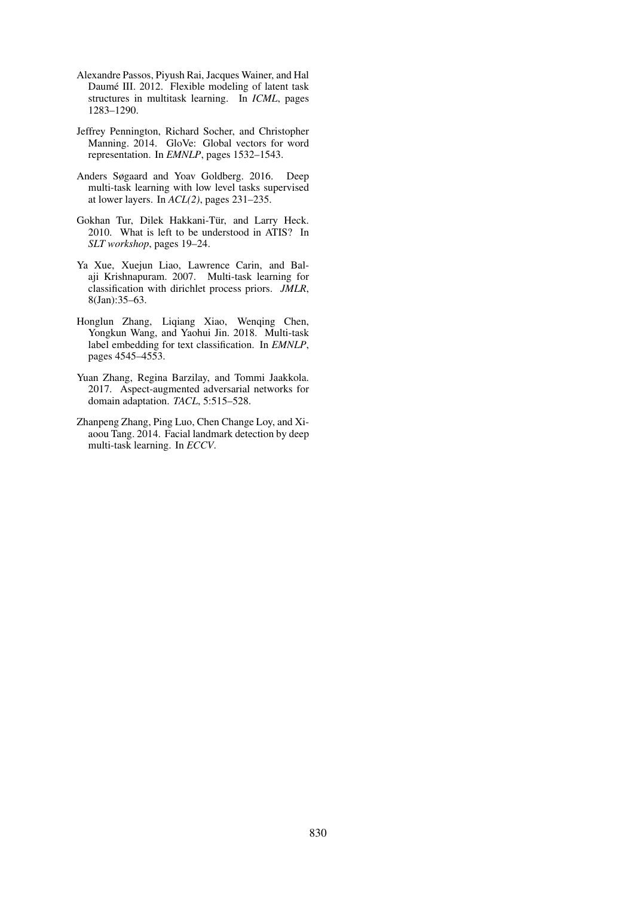Alexandre Passos, Piyush Rai, Jacques Wainer, and Hal Daumé III. 2012. Flexible modeling of latent task structures in multitask learning. In *ICML*, pages 1283–1290.

Jeffrey Pennington, Richard Socher, and Christopher Manning. 2014. GloVe: Global vectors for word representation. In *EMNLP*, pages 1532–1543.

Anders Søgaard and Yoav Goldberg. 2016. Deep multi-task learning with low level tasks supervised at lower layers. In *ACL(2)*, pages 231–235.

Gokhan Tur, Dilek Hakkani-Tür, and Larry Heck. 2010. What is left to be understood in ATIS? In *SLT workshop*, pages 19–24.

Ya Xue, Xuejun Liao, Lawrence Carin, and Balaji Krishnapuram. 2007. Multi-task learning for classification with dirichlet process priors. *JMLR*, 8(Jan):35–63.

Honglun Zhang, Liqiang Xiao, Wenqing Chen, Yongkun Wang, and Yaohui Jin. 2018. Multi-task label embedding for text classification. In *EMNLP*, pages 4545–4553.

Yuan Zhang, Regina Barzilay, and Tommi Jaakkola. 2017. Aspect-augmented adversarial networks for domain adaptation. *TACL*, 5:515–528.

Zhanpeng Zhang, Ping Luo, Chen Change Loy, and Xiaoou Tang. 2014. Facial landmark detection by deep multi-task learning. In *ECCV*.